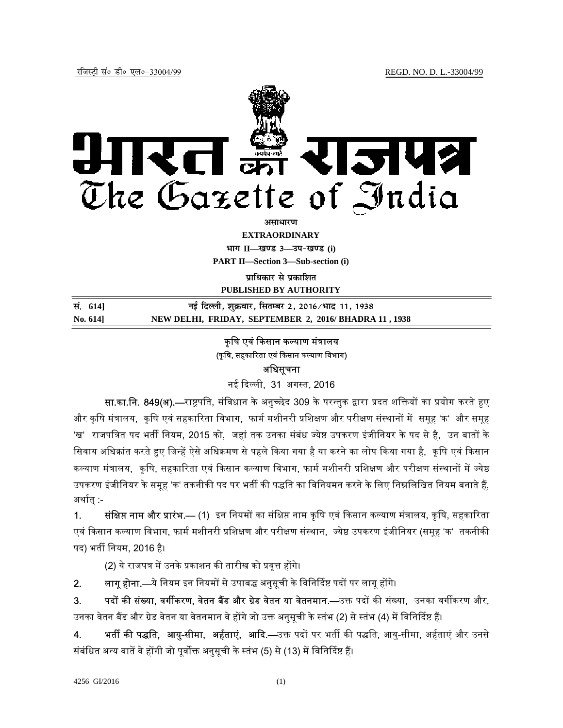रजिस्ट्री सं० डी० एल०-33004/99 REGD. NO. D. L.-33004/99

# भारत का राजपत्र
# The Gazette of India

**असाधारण**

**EXTRAORDINARY**

**भाग II—खण्ड 3—उप-खण्ड (i)**

**PART II—Section 3—Sub-section (i)**

**प्राधिकार से प्रकाशित**

**PUBLISHED BY AUTHORITY**

| | |
|---|---|
| **सं. 614]** | **नई दिल्ली, शुक्रवार, सितम्बर 2, 2016/भाद्र 11, 1938** |
| **No. 614]** | **NEW DELHI, FRIDAY, SEPTEMBER 2, 2016/ BHADRA 11 , 1938** |

**कृषि एवं किसान कल्याण मंत्रालय**

**(कृषि, सहकारिता एवं किसान कल्याण विभाग)**

**अधिसूचना**

नई दिल्ली, 31 अगस्त, 2016

**सा.का.नि. 849(अ).—**राष्ट्रपति, संविधान के अनुच्छेद 309 के परन्तुक द्वारा प्रदत शक्तियों का प्रयोग करते हुए और कृषि मंत्रालय, कृषि एवं सहकारिता विभाग, फार्म मशीनरी प्रशिक्षण और परीक्षण संस्थानों में समूह 'क' और समूह 'ख' राजपत्रित पद भर्ती नियम, 2015 को, जहां तक उनका संबंध ज्येष्ठ उपकरण इंजीनियर के पद से है, उन बातों के सिवाय अधिक्रांत करते हुए जिन्हें ऐसे अधिक्रमण से पहले किया गया है या करने का लोप किया गया है, कृषि एवं किसान कल्याण मंत्रालय, कृषि, सहकारिता एवं किसान कल्याण विभाग, फार्म मशीनरी प्रशिक्षण और परीक्षण संस्थानों में ज्येष्ठ उपकरण इंजीनियर के समूह 'क' तकनीकी पद पर भर्ती की पद्धति का विनियमन करने के लिए निम्नलिखित नियम बनाते हैं, अर्थात् :-

1. **संक्षिप्त नाम और प्रारंभ.—** (1) इन नियमों का संक्षिप्त नाम कृषि एवं किसान कल्याण मंत्रालय, कृषि, सहकारिता एवं किसान कल्याण विभाग, फार्म मशीनरी प्रशिक्षण और परीक्षण संस्थान, ज्येष्ठ उपकरण इंजीनियर (समूह 'क' तकनीकी पद) भर्ती नियम, 2016 है।

   (2) ये राजपत्र में उनके प्रकाशन की तारीख को प्रवृत्त होंगे।

2. **लागू होना.—**ये नियम इन नियमों से उपाबद्ध अनुसूची के विनिर्दिष्ट पदों पर लागू होंगे।

3. **पदों की संख्या, वर्गीकरण, वेतन बैंड और ग्रेड वेतन या वेतनमान.—**उक्त पदों की संख्या, उनका वर्गीकरण और, उनका वेतन बैंड और ग्रेड वेतन या वेतनमान वे होंगे जो उक्त अनुसूची के स्तंभ (2) से स्तंभ (4) में विनिर्दिष्ट हैं।

4. **भर्ती की पद्धति, आयु-सीमा, अर्हताएं, आदि.—**उक्त पदों पर भर्ती की पद्धति, आयु-सीमा, अर्हताएं और उनसे संबंधित अन्य बातें वे होंगी जो पूर्वोक्त अनुसूची के स्तंभ (5) से (13) में विनिर्दिष्ट हैं।

4256 GI/2016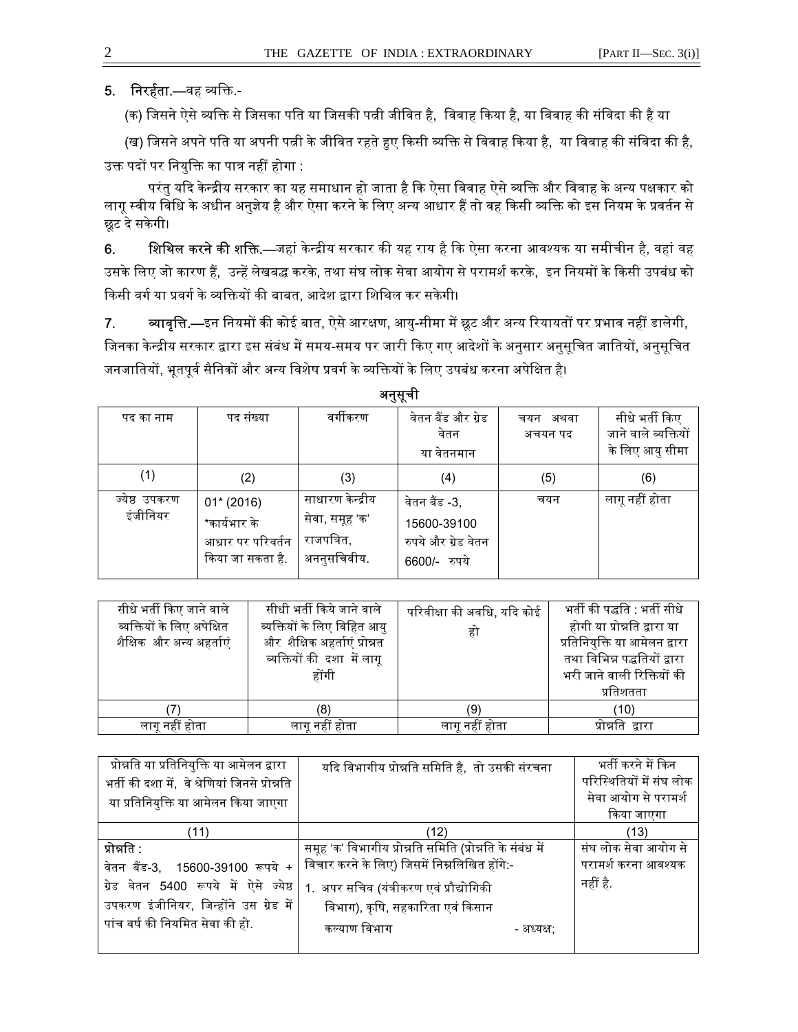5. **निरर्हता.**—वह व्यक्ति.-

(क) जिसने ऐसे व्यक्ति से जिसका पति या जिसकी पत्नी जीवित है, विवाह किया है, या विवाह की संविदा की है या

(ख) जिसने अपने पति या अपनी पत्नी के जीवित रहते हुए किसी व्यक्ति से विवाह किया है, या विवाह की संविदा की है, उक्त पदों पर नियुक्ति का पात्र नहीं होगा :

परंतु यदि केन्द्रीय सरकार का यह समाधान हो जाता है कि ऐसा विवाह ऐसे व्यक्ति और विवाह के अन्य पक्षकार को लागू स्वीय विधि के अधीन अनुज्ञेय है और ऐसा करने के लिए अन्य आधार हैं तो वह किसी व्यक्ति को इस नियम के प्रवर्तन से छूट दे सकेगी।

6. **शिथिल करने की शक्ति.**—जहां केन्द्रीय सरकार की यह राय है कि ऐसा करना आवश्यक या समीचीन है, वहां वह उसके लिए जो कारण हैं, उन्हें लेखबद्ध करके, तथा संघ लोक सेवा आयोग से परामर्श करके, इन नियमों के किसी उपबंध को किसी वर्ग या प्रवर्ग के व्यक्तियों की बाबत, आदेश द्वारा शिथिल कर सकेगी।

7. **व्यावृत्ति.**—इन नियमों की कोई बात, ऐसे आरक्षण, आयु-सीमा में छूट और अन्य रियायतों पर प्रभाव नहीं डालेगी, जिनका केन्द्रीय सरकार द्वारा इस संबंध में समय-समय पर जारी किए गए आदेशों के अनुसार अनुसूचित जातियों, अनुसूचित जनजातियों, भूतपूर्व सैनिकों और अन्य विशेष प्रवर्ग के व्यक्तियों के लिए उपबंध करना अपेक्षित है।

**अनुसूची**

| पद का नाम | पद संख्या | वर्गीकरण | वेतन बैंड और ग्रेड वेतन या वेतनमान | चयन अथवा अचयन पद | सीधे भर्ती किए जाने वाले व्यक्तियों के लिए आयु सीमा |
|---|---|---|---|---|---|
| (1) | (2) | (3) | (4) | (5) | (6) |
| ज्येष्ठ उपकरण इंजीनियर | 01* (2016) *कार्यभार के आधार पर परिवर्तन किया जा सकता है. | साधारण केन्द्रीय सेवा, समूह 'क' राजपत्रित, अननुसचिवीय. | वेतन बैंड -3, 15600-39100 रुपये और ग्रेड वेतन 6600/- रुपये | चयन | लागू नहीं होता |

| सीधे भर्ती किए जाने वाले व्यक्तियों के लिए अपेक्षित शैक्षिक और अन्य अहर्ताएं | सीधी भर्ती किये जाने वाले व्यक्तियों के लिए विहित आयु और शैक्षिक अहर्ताएं प्रोन्नत व्यक्तियों की दशा में लागू होंगी | परिवीक्षा की अवधि, यदि कोई हो | भर्ती की पद्धति : भर्ती सीधे होगी या प्रोन्नति द्वारा या प्रतिनियुक्ति या आमेलन द्वारा तथा विभिन्न पद्धतियों द्वारा भरी जाने वाली रिक्तियों की प्रतिशतता |
|---|---|---|---|
| (7) | (8) | (9) | (10) |
| लागू नहीं होता | लागू नहीं होता | लागू नहीं होता | प्रोन्नति द्वारा |

| प्रोन्नति या प्रतिनियुक्ति या आमेलन द्वारा भर्ती की दशा में, वे श्रेणियां जिनसे प्रोन्नति या प्रतिनियुक्ति या आमेलन किया जाएगा | यदि विभागीय प्रोन्नति समिति है, तो उसकी संरचना | भर्ती करने में किन परिस्थितियों में संघ लोक सेवा आयोग से परामर्श किया जाएगा |
|---|---|---|
| (11) | (12) | (13) |
| **प्रोन्नति :** वेतन बैंड-3, 15600-39100 रूपये + ग्रेड वेतन 5400 रूपये में ऐसे ज्येष्ठ उपकरण इंजीनियर, जिन्होंने उस ग्रेड में पांच वर्ष की नियमित सेवा की हो. | समूह 'क' विभागीय प्रोन्नति समिति (प्रोन्नति के संबंध में विचार करने के लिए) जिसमें निम्नलिखित होंगे:- 1. अपर सचिव (यंत्रीकरण एवं प्रौद्योगिकी विभाग), कृषि, सहकारिता एवं किसान कल्याण विभाग - अध्यक्ष; | संघ लोक सेवा आयोग से परामर्श करना आवश्यक नहीं है. |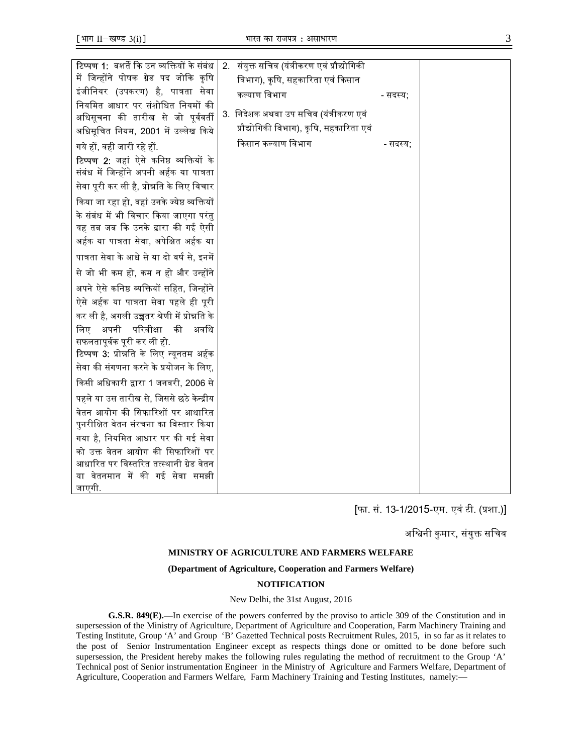| | | |
|---|---|---|
| **टिप्पण 1:** बशर्ते कि उन व्यक्तियों के संबंध में जिन्होंने पोषक ग्रेड पद जोकि कृषि इंजीनियर (उपकरण) है, पात्रता सेवा नियमित आधार पर संशोधित नियमों की अधिसूचना की तारीख से जो पूर्ववर्ती अधिसूचित नियम, 2001 में उल्लेख किये गये हों, वही जारी रहे हों. **टिप्पण 2:** जहां ऐसे कनिष्ठ व्यक्तियों के संबंध में जिन्होंने अपनी अर्हक या पात्रता सेवा पूरी कर ली है, प्रोन्नति के लिए विचार किया जा रहा हो, वहां उनके ज्येष्ठ व्यक्तियों के संबंध में भी विचार किया जाएगा परंतु यह तब जब कि उनके द्वारा की गई ऐसी अर्हक या पात्रता सेवा, अपेक्षित अर्हक या पात्रता सेवा के आधे से या दो वर्ष से, इनमें से जो भी कम हो, कम न हो और उन्होंने अपने ऐसे कनिष्ठ व्यक्तियों सहित, जिन्होंने ऐसे अर्हक या पात्रता सेवा पहले ही पूरी कर ली है, अगली उच्चतर श्रेणी में प्रोन्नति के लिए अपनी परिवीक्षा की अवधि सफलतापूर्वक पूरी कर ली हो. **टिप्पण 3:** प्रोन्नति के लिए न्यूनतम अर्हक सेवा की संगणना करने के प्रयोजन के लिए, किसी अधिकारी द्वारा 1 जनवरी, 2006 से पहले या उस तारीख से, जिससे छठे केन्द्रीय वेतन आयोग की सिफारिशों पर आधारित पुनरीक्षित वेतन संरचना का विस्तार किया गया है, नियमित आधार पर की गई सेवा को उक्त वेतन आयोग की सिफारिशों पर आधारित पर विस्तरित तत्स्थानी ग्रेड वेतन या वेतनमान में की गई सेवा समझी जाएगी. | 2. संयुक्त सचिव (यंत्रीकरण एवं प्रौद्योगिकी विभाग), कृषि, सहकारिता एवं किसान कल्याण विभाग - सदस्य; 3. निदेशक अथवा उप सचिव (यंत्रीकरण एवं प्रौद्योगिकी विभाग), कृषि, सहकारिता एवं किसान कल्याण विभाग - सदस्य; | |

[फा. सं. 13-1/2015-एम. एवं टी. (प्रशा.)]

अश्विनी कुमार, संयुक्त सचिव

**MINISTRY OF AGRICULTURE AND FARMERS WELFARE**

**(Department of Agriculture, Cooperation and Farmers Welfare)**

**NOTIFICATION**

New Delhi, the 31st August, 2016

**G.S.R. 849(E).—**In exercise of the powers conferred by the proviso to article 309 of the Constitution and in supersession of the Ministry of Agriculture, Department of Agriculture and Cooperation, Farm Machinery Training and Testing Institute, Group 'A' and Group 'B' Gazetted Technical posts Recruitment Rules, 2015, in so far as it relates to the post of Senior Instrumentation Engineer except as respects things done or omitted to be done before such supersession, the President hereby makes the following rules regulating the method of recruitment to the Group 'A' Technical post of Senior instrumentation Engineer in the Ministry of Agriculture and Farmers Welfare, Department of Agriculture, Cooperation and Farmers Welfare, Farm Machinery Training and Testing Institutes, namely:—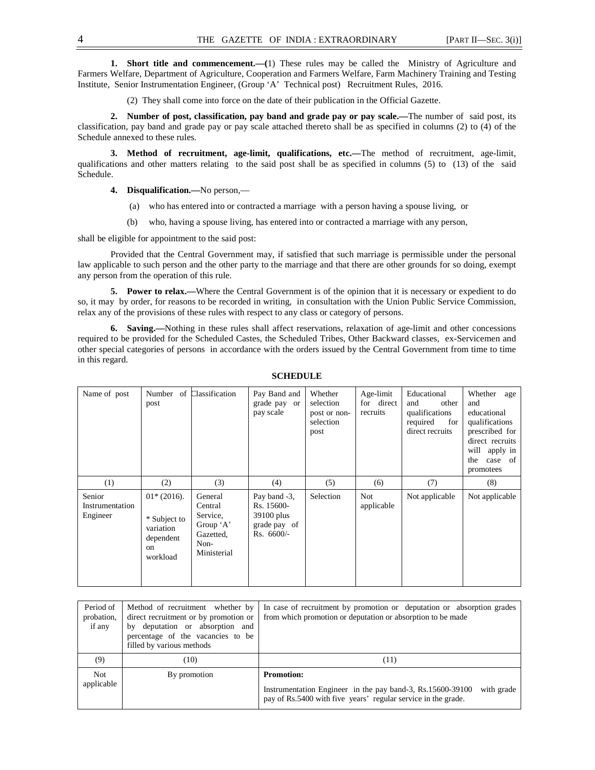**1. Short title and commencement.—(**1) These rules may be called the Ministry of Agriculture and Farmers Welfare, Department of Agriculture, Cooperation and Farmers Welfare, Farm Machinery Training and Testing Institute, Senior Instrumentation Engineer, (Group 'A' Technical post) Recruitment Rules, 2016.

(2) They shall come into force on the date of their publication in the Official Gazette.

**2. Number of post, classification, pay band and grade pay or pay scale.—**The number of said post, its classification, pay band and grade pay or pay scale attached thereto shall be as specified in columns (2) to (4) of the Schedule annexed to these rules.

**3. Method of recruitment, age-limit, qualifications, etc.—**The method of recruitment, age-limit, qualifications and other matters relating to the said post shall be as specified in columns (5) to (13) of the said Schedule.

**4. Disqualification.—**No person,—

(a) who has entered into or contracted a marriage with a person having a spouse living, or

(b) who, having a spouse living, has entered into or contracted a marriage with any person,

shall be eligible for appointment to the said post:

Provided that the Central Government may, if satisfied that such marriage is permissible under the personal law applicable to such person and the other party to the marriage and that there are other grounds for so doing, exempt any person from the operation of this rule.

**5. Power to relax.—**Where the Central Government is of the opinion that it is necessary or expedient to do so, it may by order, for reasons to be recorded in writing, in consultation with the Union Public Service Commission, relax any of the provisions of these rules with respect to any class or category of persons.

**6. Saving.—**Nothing in these rules shall affect reservations, relaxation of age-limit and other concessions required to be provided for the Scheduled Castes, the Scheduled Tribes, Other Backward classes, ex-Servicemen and other special categories of persons in accordance with the orders issued by the Central Government from time to time in this regard.

**SCHEDULE**

| Name of post | Number of post | Classification | Pay Band and grade pay or pay scale | Whether selection post or non-selection post | Age-limit for direct recruits | Educational and other qualifications required for direct recruits | Whether age and educational qualifications prescribed for direct recruits will apply in the case of promotees |
|---|---|---|---|---|---|---|---|
| (1) | (2) | (3) | (4) | (5) | (6) | (7) | (8) |
| Senior Instrumentation Engineer | 01* (2016).<br><br>* Subject to variation dependent on workload | General Central Service, Group 'A' Gazetted, Non-Ministerial | Pay band -3, Rs. 15600-39100 plus grade pay of Rs. 6600/- | Selection | Not applicable | Not applicable | Not applicable |

| Period of probation, if any | Method of recruitment whether by direct recruitment or by promotion or by deputation or absorption and percentage of the vacancies to be filled by various methods | In case of recruitment by promotion or deputation or absorption grades from which promotion or deputation or absorption to be made |
|---|---|---|
| (9) | (10) | (11) |
| Not applicable | By promotion | **Promotion:**<br><br>Instrumentation Engineer in the pay band-3, Rs.15600-39100 with grade pay of Rs.5400 with five years' regular service in the grade. |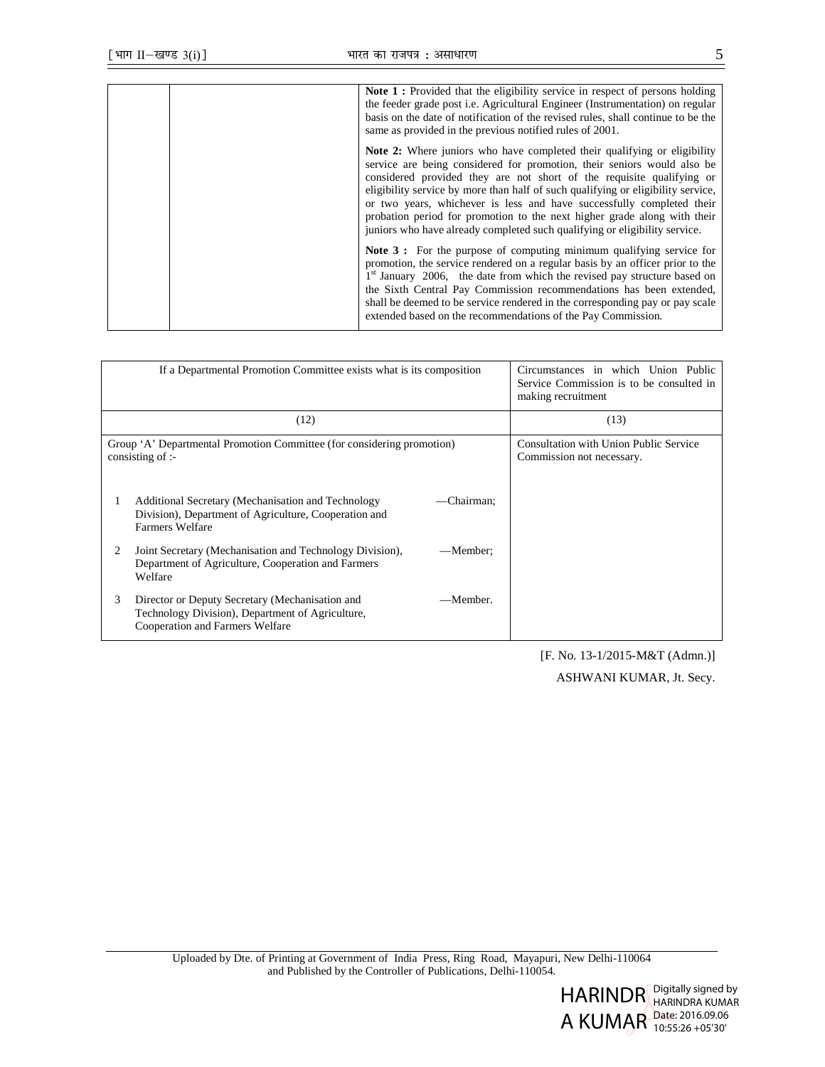| | | |
|---|---|---|
| | | **Note 1 :** Provided that the eligibility service in respect of persons holding the feeder grade post i.e. Agricultural Engineer (Instrumentation) on regular basis on the date of notification of the revised rules, shall continue to be the same as provided in the previous notified rules of 2001.<br><br>**Note 2:** Where juniors who have completed their qualifying or eligibility service are being considered for promotion, their seniors would also be considered provided they are not short of the requisite qualifying or eligibility service by more than half of such qualifying or eligibility service, or two years, whichever is less and have successfully completed their probation period for promotion to the next higher grade along with their juniors who have already completed such qualifying or eligibility service.<br><br>**Note 3 :** For the purpose of computing minimum qualifying service for promotion, the service rendered on a regular basis by an officer prior to the 1st January 2006, the date from which the revised pay structure based on the Sixth Central Pay Commission recommendations has been extended, shall be deemed to be service rendered in the corresponding pay or pay scale extended based on the recommendations of the Pay Commission. |

| If a Departmental Promotion Committee exists what is its composition | Circumstances in which Union Public Service Commission is to be consulted in making recruitment |
|---|---|
| (12) | (13) |
| Group 'A' Departmental Promotion Committee (for considering promotion) consisting of :-<br><br>1 Additional Secretary (Mechanisation and Technology Division), Department of Agriculture, Cooperation and Farmers Welfare —Chairman;<br><br>2 Joint Secretary (Mechanisation and Technology Division), Department of Agriculture, Cooperation and Farmers Welfare —Member;<br><br>3 Director or Deputy Secretary (Mechanisation and Technology Division), Department of Agriculture, Cooperation and Farmers Welfare —Member. | Consultation with Union Public Service Commission not necessary. |

[F. No. 13-1/2015-M&T (Admn.)]

ASHWANI KUMAR, Jt. Secy.

Uploaded by Dte. of Printing at Government of India Press, Ring Road, Mayapuri, New Delhi-110064 and Published by the Controller of Publications, Delhi-110054.

HARINDRA KUMAR Digitally signed by HARINDRA KUMAR Date: 2016.09.06 10:55:26 +05'30'